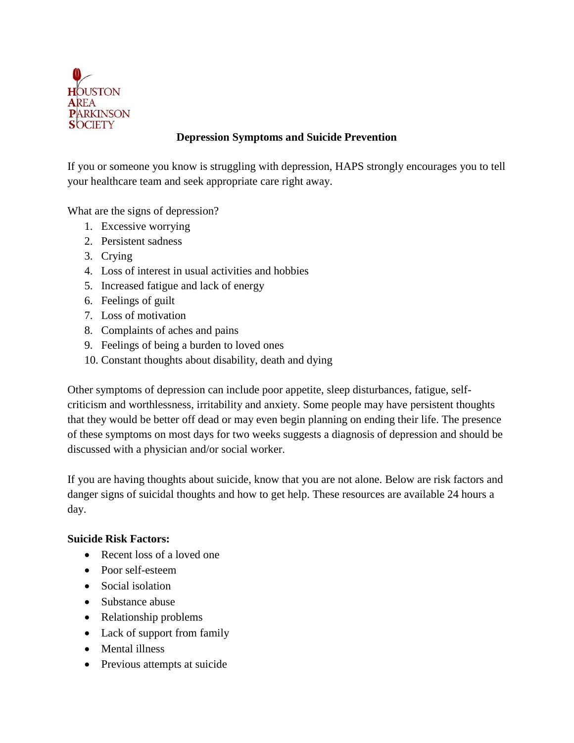HOUSTON AREA PARKINSON SOCIETY

# Depression Symptoms and Suicide Prevention

If you or someone you know is struggling with depression, HAPS strongly encourages you to tell your healthcare team and seek appropriate care right away.

What are the signs of depression?

1. Excessive worrying
2. Persistent sadness
3. Crying
4. Loss of interest in usual activities and hobbies
5. Increased fatigue and lack of energy
6. Feelings of guilt
7. Loss of motivation
8. Complaints of aches and pains
9. Feelings of being a burden to loved ones
10. Constant thoughts about disability, death and dying

Other symptoms of depression can include poor appetite, sleep disturbances, fatigue, self-criticism and worthlessness, irritability and anxiety. Some people may have persistent thoughts that they would be better off dead or may even begin planning on ending their life. The presence of these symptoms on most days for two weeks suggests a diagnosis of depression and should be discussed with a physician and/or social worker.

If you are having thoughts about suicide, know that you are not alone. Below are risk factors and danger signs of suicidal thoughts and how to get help. These resources are available 24 hours a day.

**Suicide Risk Factors:**

- Recent loss of a loved one
- Poor self-esteem
- Social isolation
- Substance abuse
- Relationship problems
- Lack of support from family
- Mental illness
- Previous attempts at suicide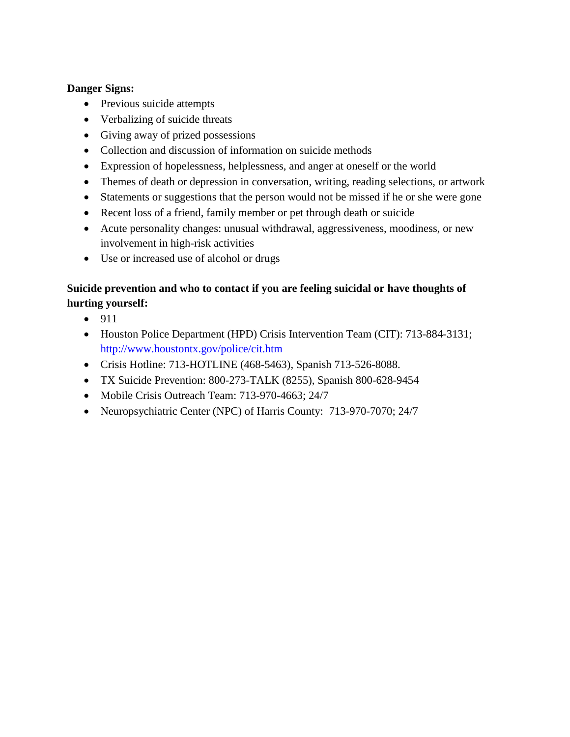**Danger Signs:**

- Previous suicide attempts
- Verbalizing of suicide threats
- Giving away of prized possessions
- Collection and discussion of information on suicide methods
- Expression of hopelessness, helplessness, and anger at oneself or the world
- Themes of death or depression in conversation, writing, reading selections, or artwork
- Statements or suggestions that the person would not be missed if he or she were gone
- Recent loss of a friend, family member or pet through death or suicide
- Acute personality changes: unusual withdrawal, aggressiveness, moodiness, or new involvement in high-risk activities
- Use or increased use of alcohol or drugs

**Suicide prevention and who to contact if you are feeling suicidal or have thoughts of hurting yourself:**

- 911
- Houston Police Department (HPD) Crisis Intervention Team (CIT): 713-884-3131; [http://www.houstontx.gov/police/cit.htm](http://www.houstontx.gov/police/cit.htm)
- Crisis Hotline: 713-HOTLINE (468-5463), Spanish 713-526-8088.
- TX Suicide Prevention: 800-273-TALK (8255), Spanish 800-628-9454
- Mobile Crisis Outreach Team: 713-970-4663; 24/7
- Neuropsychiatric Center (NPC) of Harris County: 713-970-7070; 24/7